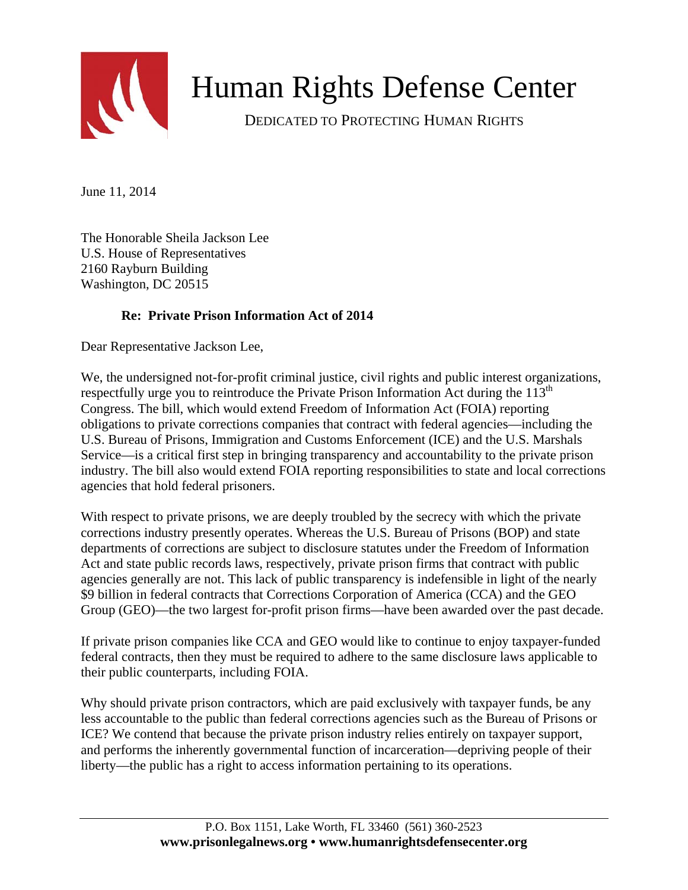# Human Rights Defense Center

DEDICATED TO PROTECTING HUMAN RIGHTS

June 11, 2014

The Honorable Sheila Jackson Lee
U.S. House of Representatives
2160 Rayburn Building
Washington, DC 20515

**Re: Private Prison Information Act of 2014**

Dear Representative Jackson Lee,

We, the undersigned not-for-profit criminal justice, civil rights and public interest organizations, respectfully urge you to reintroduce the Private Prison Information Act during the 113th Congress. The bill, which would extend Freedom of Information Act (FOIA) reporting obligations to private corrections companies that contract with federal agencies—including the U.S. Bureau of Prisons, Immigration and Customs Enforcement (ICE) and the U.S. Marshals Service—is a critical first step in bringing transparency and accountability to the private prison industry. The bill also would extend FOIA reporting responsibilities to state and local corrections agencies that hold federal prisoners.

With respect to private prisons, we are deeply troubled by the secrecy with which the private corrections industry presently operates. Whereas the U.S. Bureau of Prisons (BOP) and state departments of corrections are subject to disclosure statutes under the Freedom of Information Act and state public records laws, respectively, private prison firms that contract with public agencies generally are not. This lack of public transparency is indefensible in light of the nearly $9 billion in federal contracts that Corrections Corporation of America (CCA) and the GEO Group (GEO)—the two largest for-profit prison firms—have been awarded over the past decade.

If private prison companies like CCA and GEO would like to continue to enjoy taxpayer-funded federal contracts, then they must be required to adhere to the same disclosure laws applicable to their public counterparts, including FOIA.

Why should private prison contractors, which are paid exclusively with taxpayer funds, be any less accountable to the public than federal corrections agencies such as the Bureau of Prisons or ICE? We contend that because the private prison industry relies entirely on taxpayer support, and performs the inherently governmental function of incarceration—depriving people of their liberty—the public has a right to access information pertaining to its operations.

P.O. Box 1151, Lake Worth, FL 33460 (561) 360-2523
**www.prisonlegalnews.org • www.humanrightsdefensecenter.org**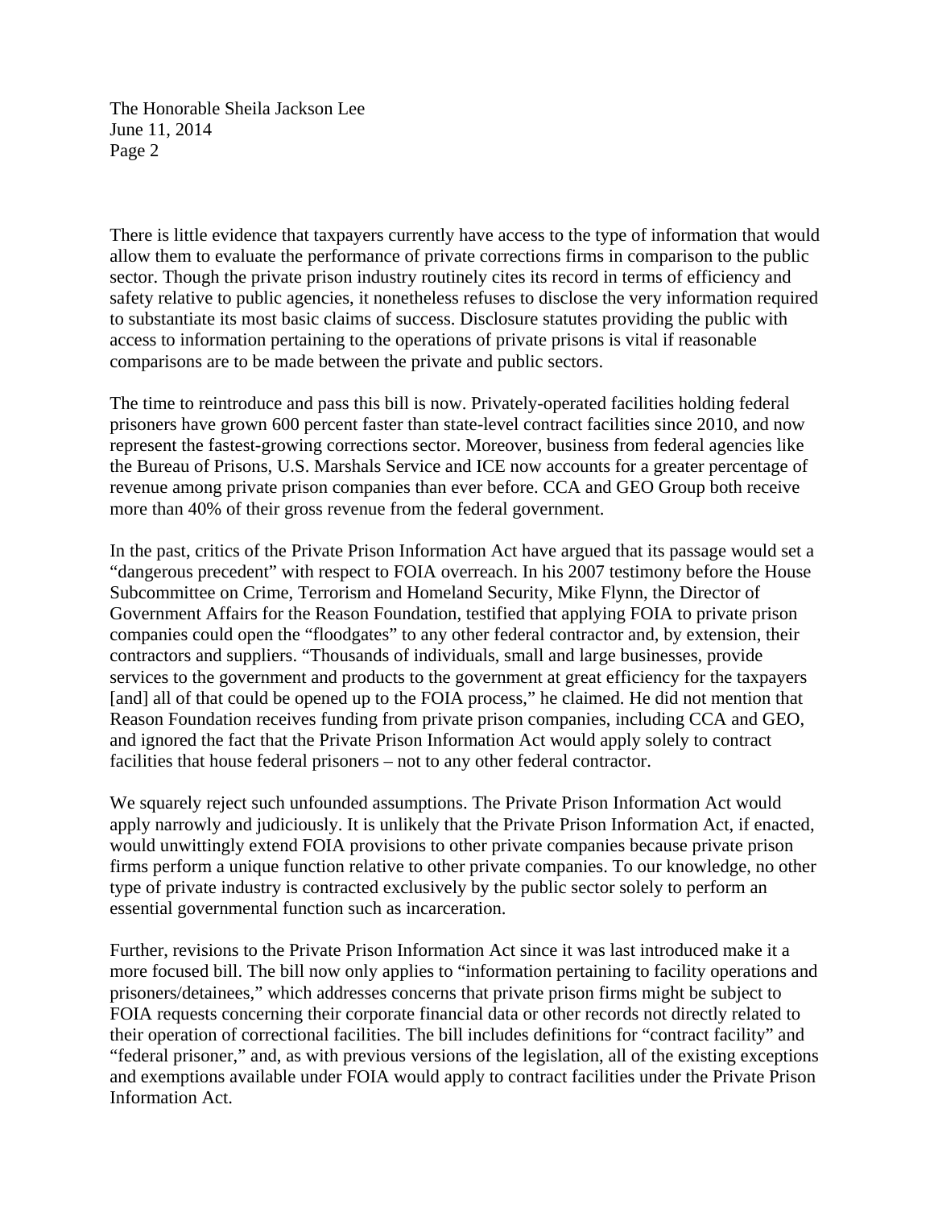There is little evidence that taxpayers currently have access to the type of information that would allow them to evaluate the performance of private corrections firms in comparison to the public sector. Though the private prison industry routinely cites its record in terms of efficiency and safety relative to public agencies, it nonetheless refuses to disclose the very information required to substantiate its most basic claims of success. Disclosure statutes providing the public with access to information pertaining to the operations of private prisons is vital if reasonable comparisons are to be made between the private and public sectors.

The time to reintroduce and pass this bill is now. Privately-operated facilities holding federal prisoners have grown 600 percent faster than state-level contract facilities since 2010, and now represent the fastest-growing corrections sector. Moreover, business from federal agencies like the Bureau of Prisons, U.S. Marshals Service and ICE now accounts for a greater percentage of revenue among private prison companies than ever before. CCA and GEO Group both receive more than 40% of their gross revenue from the federal government.

In the past, critics of the Private Prison Information Act have argued that its passage would set a "dangerous precedent" with respect to FOIA overreach. In his 2007 testimony before the House Subcommittee on Crime, Terrorism and Homeland Security, Mike Flynn, the Director of Government Affairs for the Reason Foundation, testified that applying FOIA to private prison companies could open the "floodgates" to any other federal contractor and, by extension, their contractors and suppliers. "Thousands of individuals, small and large businesses, provide services to the government and products to the government at great efficiency for the taxpayers [and] all of that could be opened up to the FOIA process," he claimed. He did not mention that Reason Foundation receives funding from private prison companies, including CCA and GEO, and ignored the fact that the Private Prison Information Act would apply solely to contract facilities that house federal prisoners – not to any other federal contractor.

We squarely reject such unfounded assumptions. The Private Prison Information Act would apply narrowly and judiciously. It is unlikely that the Private Prison Information Act, if enacted, would unwittingly extend FOIA provisions to other private companies because private prison firms perform a unique function relative to other private companies. To our knowledge, no other type of private industry is contracted exclusively by the public sector solely to perform an essential governmental function such as incarceration.

Further, revisions to the Private Prison Information Act since it was last introduced make it a more focused bill. The bill now only applies to "information pertaining to facility operations and prisoners/detainees," which addresses concerns that private prison firms might be subject to FOIA requests concerning their corporate financial data or other records not directly related to their operation of correctional facilities. The bill includes definitions for "contract facility" and "federal prisoner," and, as with previous versions of the legislation, all of the existing exceptions and exemptions available under FOIA would apply to contract facilities under the Private Prison Information Act.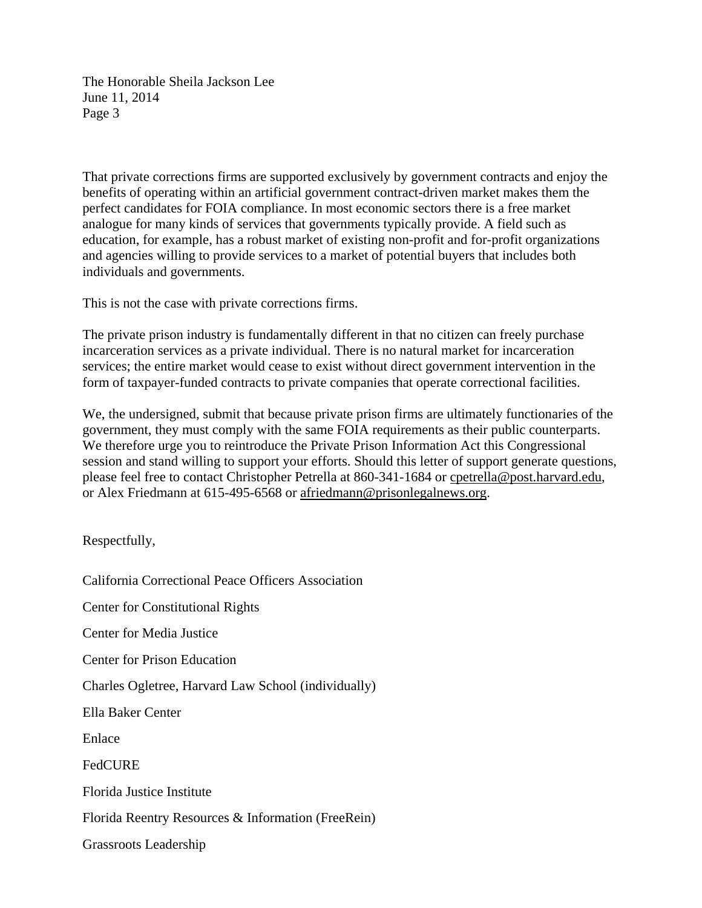That private corrections firms are supported exclusively by government contracts and enjoy the benefits of operating within an artificial government contract-driven market makes them the perfect candidates for FOIA compliance. In most economic sectors there is a free market analogue for many kinds of services that governments typically provide. A field such as education, for example, has a robust market of existing non-profit and for-profit organizations and agencies willing to provide services to a market of potential buyers that includes both individuals and governments.

This is not the case with private corrections firms.

The private prison industry is fundamentally different in that no citizen can freely purchase incarceration services as a private individual. There is no natural market for incarceration services; the entire market would cease to exist without direct government intervention in the form of taxpayer-funded contracts to private companies that operate correctional facilities.

We, the undersigned, submit that because private prison firms are ultimately functionaries of the government, they must comply with the same FOIA requirements as their public counterparts. We therefore urge you to reintroduce the Private Prison Information Act this Congressional session and stand willing to support your efforts. Should this letter of support generate questions, please feel free to contact Christopher Petrella at 860-341-1684 or cpetrella@post.harvard.edu, or Alex Friedmann at 615-495-6568 or afriedmann@prisonlegalnews.org.

Respectfully,

California Correctional Peace Officers Association

Center for Constitutional Rights

Center for Media Justice

Center for Prison Education

Charles Ogletree, Harvard Law School (individually)

Ella Baker Center

Enlace

FedCURE

Florida Justice Institute

Florida Reentry Resources & Information (FreeRein)

Grassroots Leadership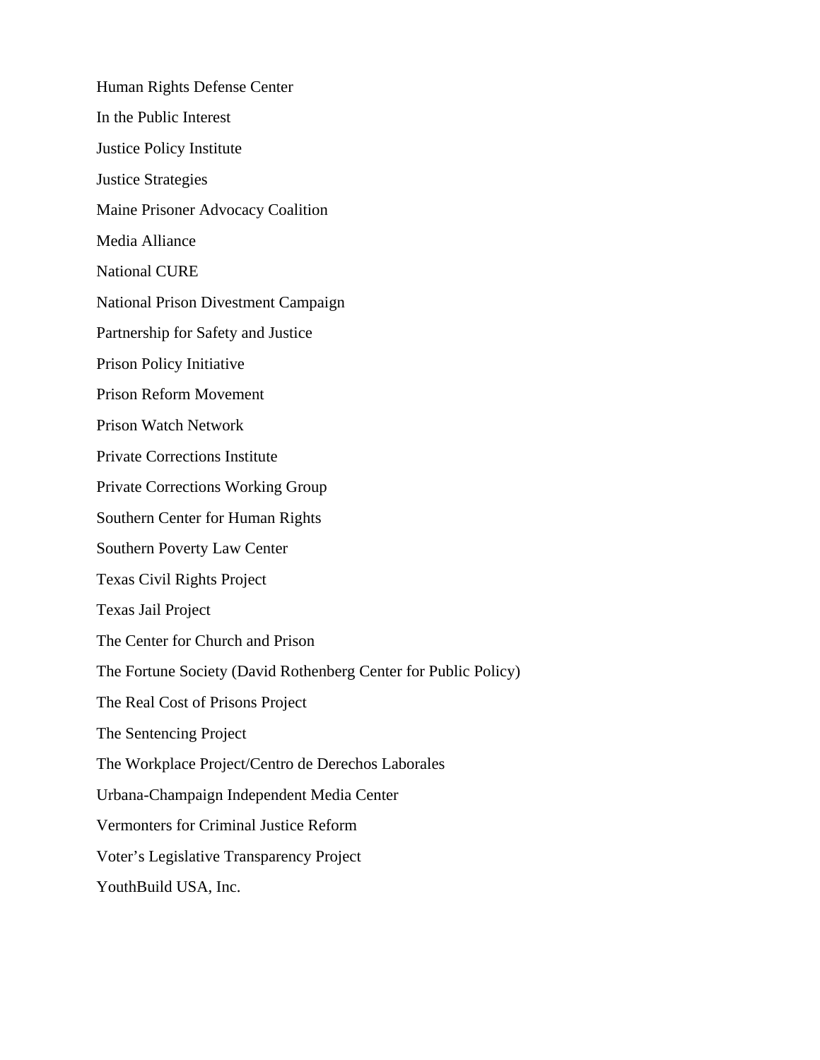Human Rights Defense Center

In the Public Interest

Justice Policy Institute

Justice Strategies

Maine Prisoner Advocacy Coalition

Media Alliance

National CURE

National Prison Divestment Campaign

Partnership for Safety and Justice

Prison Policy Initiative

Prison Reform Movement

Prison Watch Network

Private Corrections Institute

Private Corrections Working Group

Southern Center for Human Rights

Southern Poverty Law Center

Texas Civil Rights Project

Texas Jail Project

The Center for Church and Prison

The Fortune Society (David Rothenberg Center for Public Policy)

The Real Cost of Prisons Project

The Sentencing Project

The Workplace Project/Centro de Derechos Laborales

Urbana-Champaign Independent Media Center

Vermonters for Criminal Justice Reform

Voter's Legislative Transparency Project

YouthBuild USA, Inc.